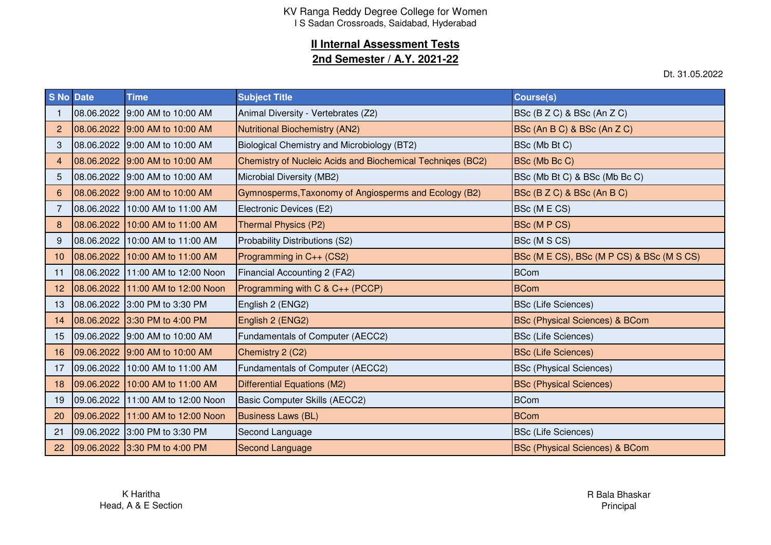KV Ranga Reddy Degree College for Women
I S Sadan Crossroads, Saidabad, Hyderabad

## II Internal Assessment Tests
## 2nd Semester / A.Y. 2021-22

Dt. 31.05.2022

| S No | Date | Time | Subject Title | Course(s) |
|---|---|---|---|---|
| 1 | 08.06.2022 | 9:00 AM to 10:00 AM | Animal Diversity - Vertebrates (Z2) | BSc (B Z C) & BSc (An Z C) |
| 2 | 08.06.2022 | 9:00 AM to 10:00 AM | Nutritional Biochemistry (AN2) | BSc (An B C) & BSc (An Z C) |
| 3 | 08.06.2022 | 9:00 AM to 10:00 AM | Biological Chemistry and Microbiology (BT2) | BSc (Mb Bt C) |
| 4 | 08.06.2022 | 9:00 AM to 10:00 AM | Chemistry of Nucleic Acids and Biochemical Techniqes (BC2) | BSc (Mb Bc C) |
| 5 | 08.06.2022 | 9:00 AM to 10:00 AM | Microbial Diversity (MB2) | BSc (Mb Bt C) & BSc (Mb Bc C) |
| 6 | 08.06.2022 | 9:00 AM to 10:00 AM | Gymnosperms,Taxonomy of Angiosperms and Ecology (B2) | BSc (B Z C) & BSc (An B C) |
| 7 | 08.06.2022 | 10:00 AM to 11:00 AM | Electronic Devices (E2) | BSc (M E CS) |
| 8 | 08.06.2022 | 10:00 AM to 11:00 AM | Thermal Physics (P2) | BSc (M P CS) |
| 9 | 08.06.2022 | 10:00 AM to 11:00 AM | Probability Distributions (S2) | BSc (M S CS) |
| 10 | 08.06.2022 | 10:00 AM to 11:00 AM | Programming in C++ (CS2) | BSc (M E CS), BSc (M P CS) & BSc (M S CS) |
| 11 | 08.06.2022 | 11:00 AM to 12:00 Noon | Financial Accounting 2 (FA2) | BCom |
| 12 | 08.06.2022 | 11:00 AM to 12:00 Noon | Programming with C & C++ (PCCP) | BCom |
| 13 | 08.06.2022 | 3:00 PM to 3:30 PM | English 2 (ENG2) | BSc (Life Sciences) |
| 14 | 08.06.2022 | 3:30 PM to 4:00 PM | English 2 (ENG2) | BSc (Physical Sciences) & BCom |
| 15 | 09.06.2022 | 9:00 AM to 10:00 AM | Fundamentals of Computer (AECC2) | BSc (Life Sciences) |
| 16 | 09.06.2022 | 9:00 AM to 10:00 AM | Chemistry 2 (C2) | BSc (Life Sciences) |
| 17 | 09.06.2022 | 10:00 AM to 11:00 AM | Fundamentals of Computer (AECC2) | BSc (Physical Sciences) |
| 18 | 09.06.2022 | 10:00 AM to 11:00 AM | Differential Equations (M2) | BSc (Physical Sciences) |
| 19 | 09.06.2022 | 11:00 AM to 12:00 Noon | Basic Computer Skills (AECC2) | BCom |
| 20 | 09.06.2022 | 11:00 AM to 12:00 Noon | Business Laws (BL) | BCom |
| 21 | 09.06.2022 | 3:00 PM to 3:30 PM | Second Language | BSc (Life Sciences) |
| 22 | 09.06.2022 | 3:30 PM to 4:00 PM | Second Language | BSc (Physical Sciences) & BCom |

K Haritha
Head, A & E Section

R Bala Bhaskar
Principal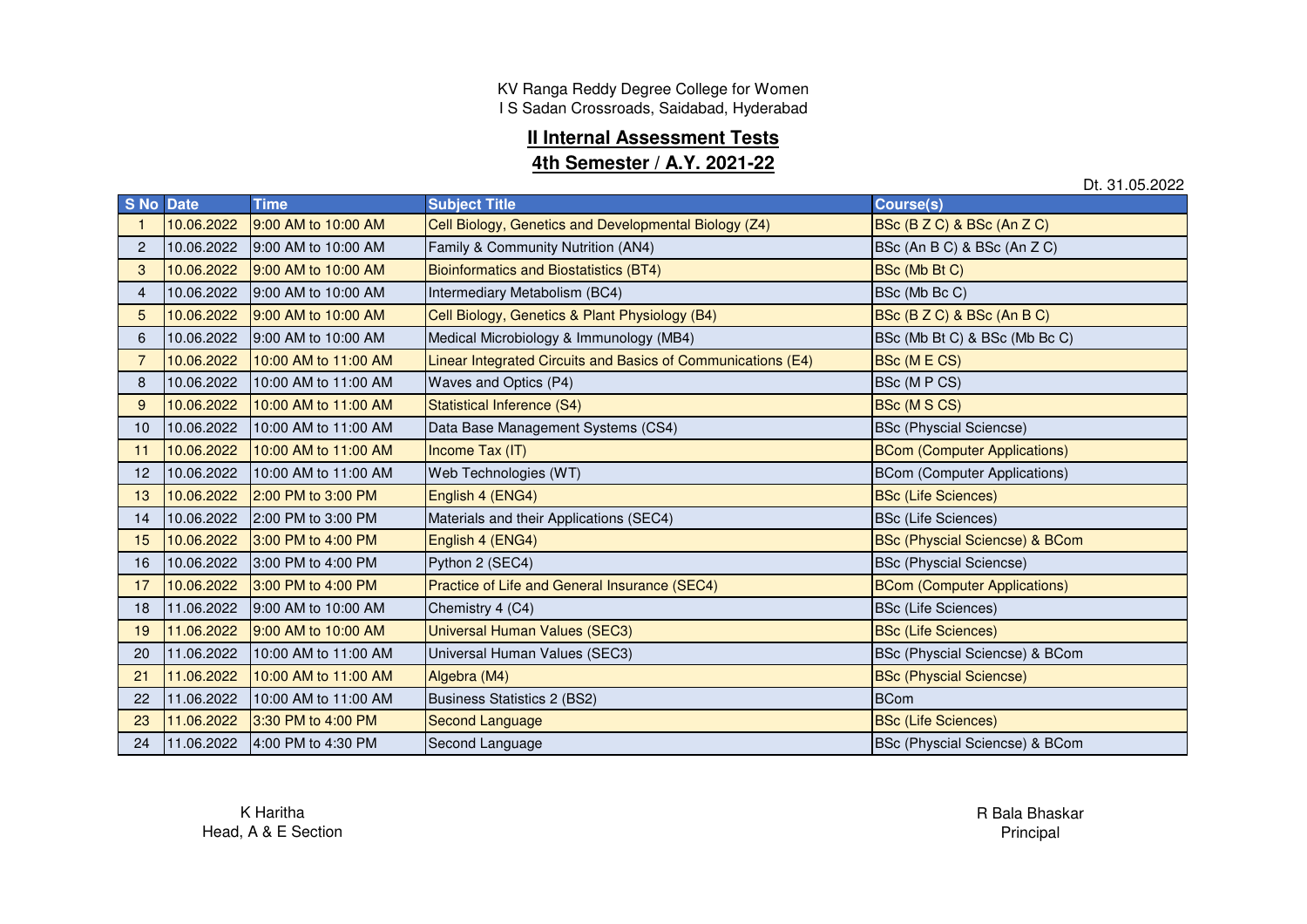KV Ranga Reddy Degree College for Women
I S Sadan Crossroads, Saidabad, Hyderabad

## II Internal Assessment Tests

## 4th Semester / A.Y. 2021-22

Dt. 31.05.2022

| S No | Date | Time | Subject Title | Course(s) |
|---|---|---|---|---|
| 1 | 10.06.2022 | 9:00 AM to 10:00 AM | Cell Biology, Genetics and Developmental Biology (Z4) | BSc (B Z C) & BSc (An Z C) |
| 2 | 10.06.2022 | 9:00 AM to 10:00 AM | Family & Community Nutrition (AN4) | BSc (An B C) & BSc (An Z C) |
| 3 | 10.06.2022 | 9:00 AM to 10:00 AM | Bioinformatics and Biostatistics (BT4) | BSc (Mb Bt C) |
| 4 | 10.06.2022 | 9:00 AM to 10:00 AM | Intermediary Metabolism (BC4) | BSc (Mb Bc C) |
| 5 | 10.06.2022 | 9:00 AM to 10:00 AM | Cell Biology, Genetics & Plant Physiology (B4) | BSc (B Z C) & BSc (An B C) |
| 6 | 10.06.2022 | 9:00 AM to 10:00 AM | Medical Microbiology & Immunology (MB4) | BSc (Mb Bt C) & BSc (Mb Bc C) |
| 7 | 10.06.2022 | 10:00 AM to 11:00 AM | Linear Integrated Circuits and Basics of Communications (E4) | BSc (M E CS) |
| 8 | 10.06.2022 | 10:00 AM to 11:00 AM | Waves and Optics (P4) | BSc (M P CS) |
| 9 | 10.06.2022 | 10:00 AM to 11:00 AM | Statistical Inference (S4) | BSc (M S CS) |
| 10 | 10.06.2022 | 10:00 AM to 11:00 AM | Data Base Management Systems (CS4) | BSc (Physcial Sciencse) |
| 11 | 10.06.2022 | 10:00 AM to 11:00 AM | Income Tax (IT) | BCom (Computer Applications) |
| 12 | 10.06.2022 | 10:00 AM to 11:00 AM | Web Technologies (WT) | BCom (Computer Applications) |
| 13 | 10.06.2022 | 2:00 PM to 3:00 PM | English 4 (ENG4) | BSc (Life Sciences) |
| 14 | 10.06.2022 | 2:00 PM to 3:00 PM | Materials and their Applications (SEC4) | BSc (Life Sciences) |
| 15 | 10.06.2022 | 3:00 PM to 4:00 PM | English 4 (ENG4) | BSc (Physcial Sciencse) & BCom |
| 16 | 10.06.2022 | 3:00 PM to 4:00 PM | Python 2 (SEC4) | BSc (Physcial Sciencse) |
| 17 | 10.06.2022 | 3:00 PM to 4:00 PM | Practice of Life and General Insurance (SEC4) | BCom (Computer Applications) |
| 18 | 11.06.2022 | 9:00 AM to 10:00 AM | Chemistry 4 (C4) | BSc (Life Sciences) |
| 19 | 11.06.2022 | 9:00 AM to 10:00 AM | Universal Human Values (SEC3) | BSc (Life Sciences) |
| 20 | 11.06.2022 | 10:00 AM to 11:00 AM | Universal Human Values (SEC3) | BSc (Physcial Sciencse) & BCom |
| 21 | 11.06.2022 | 10:00 AM to 11:00 AM | Algebra (M4) | BSc (Physcial Sciencse) |
| 22 | 11.06.2022 | 10:00 AM to 11:00 AM | Business Statistics 2 (BS2) | BCom |
| 23 | 11.06.2022 | 3:30 PM to 4:00 PM | Second Language | BSc (Life Sciences) |
| 24 | 11.06.2022 | 4:00 PM to 4:30 PM | Second Language | BSc (Physcial Sciencse) & BCom |

K Haritha
Head, A & E Section

R Bala Bhaskar
Principal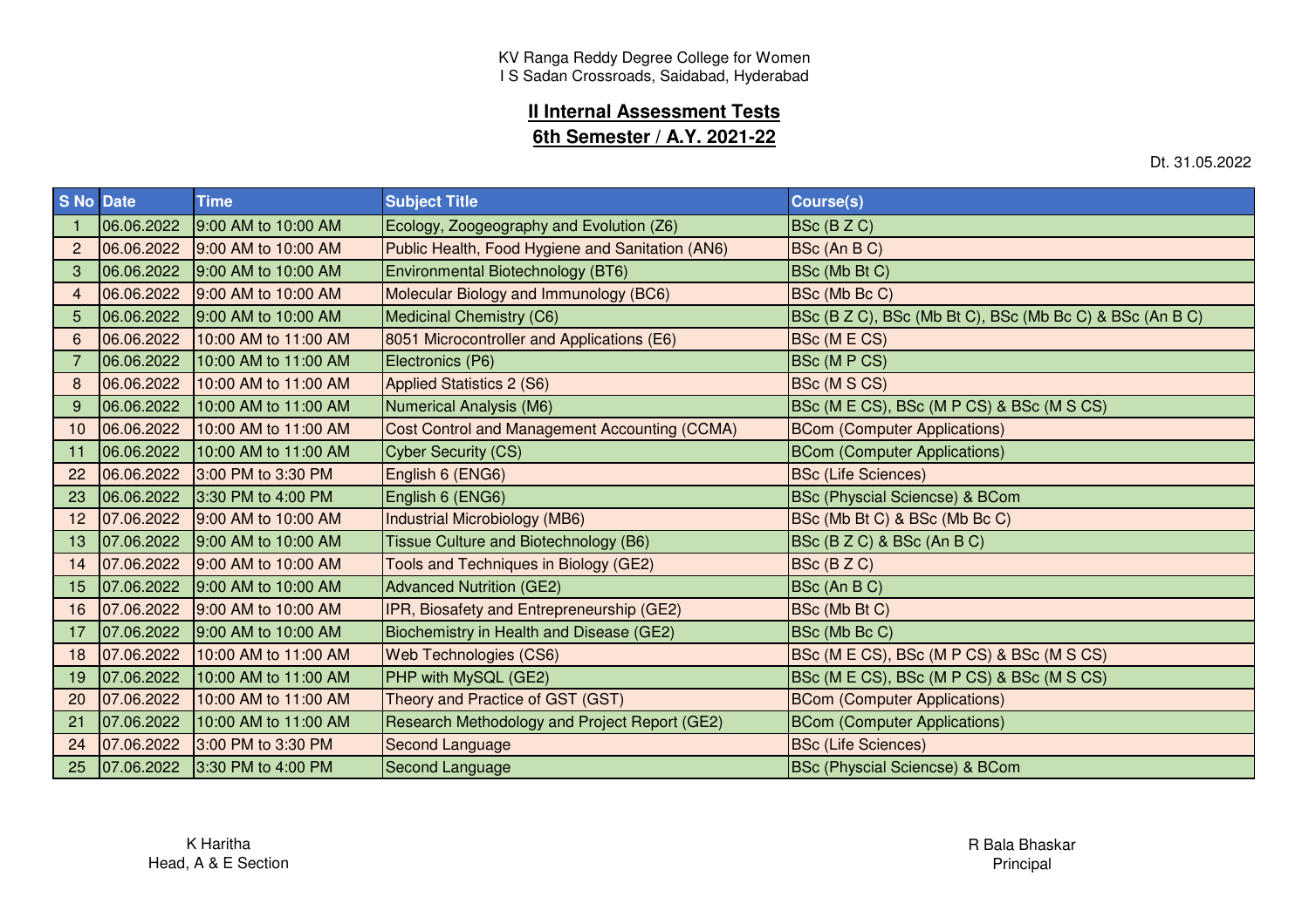KV Ranga Reddy Degree College for Women
I S Sadan Crossroads, Saidabad, Hyderabad

## II Internal Assessment Tests
## 6th Semester / A.Y. 2021-22

Dt. 31.05.2022

| S No | Date | Time | Subject Title | Course(s) |
|---|---|---|---|---|
| 1 | 06.06.2022 | 9:00 AM to 10:00 AM | Ecology, Zoogeography and Evolution (Z6) | BSc (B Z C) |
| 2 | 06.06.2022 | 9:00 AM to 10:00 AM | Public Health, Food Hygiene and Sanitation (AN6) | BSc (An B C) |
| 3 | 06.06.2022 | 9:00 AM to 10:00 AM | Environmental Biotechnology (BT6) | BSc (Mb Bt C) |
| 4 | 06.06.2022 | 9:00 AM to 10:00 AM | Molecular Biology and Immunology (BC6) | BSc (Mb Bc C) |
| 5 | 06.06.2022 | 9:00 AM to 10:00 AM | Medicinal Chemistry (C6) | BSc (B Z C), BSc (Mb Bt C), BSc (Mb Bc C) & BSc (An B C) |
| 6 | 06.06.2022 | 10:00 AM to 11:00 AM | 8051 Microcontroller and Applications (E6) | BSc (M E CS) |
| 7 | 06.06.2022 | 10:00 AM to 11:00 AM | Electronics (P6) | BSc (M P CS) |
| 8 | 06.06.2022 | 10:00 AM to 11:00 AM | Applied Statistics 2 (S6) | BSc (M S CS) |
| 9 | 06.06.2022 | 10:00 AM to 11:00 AM | Numerical Analysis (M6) | BSc (M E CS), BSc (M P CS) & BSc (M S CS) |
| 10 | 06.06.2022 | 10:00 AM to 11:00 AM | Cost Control and Management Accounting (CCMA) | BCom (Computer Applications) |
| 11 | 06.06.2022 | 10:00 AM to 11:00 AM | Cyber Security (CS) | BCom (Computer Applications) |
| 22 | 06.06.2022 | 3:00 PM to 3:30 PM | English 6 (ENG6) | BSc (Life Sciences) |
| 23 | 06.06.2022 | 3:30 PM to 4:00 PM | English 6 (ENG6) | BSc (Physcial Sciencse) & BCom |
| 12 | 07.06.2022 | 9:00 AM to 10:00 AM | Industrial Microbiology (MB6) | BSc (Mb Bt C) & BSc (Mb Bc C) |
| 13 | 07.06.2022 | 9:00 AM to 10:00 AM | Tissue Culture and Biotechnology (B6) | BSc (B Z C) & BSc (An B C) |
| 14 | 07.06.2022 | 9:00 AM to 10:00 AM | Tools and Techniques in Biology (GE2) | BSc (B Z C) |
| 15 | 07.06.2022 | 9:00 AM to 10:00 AM | Advanced Nutrition (GE2) | BSc (An B C) |
| 16 | 07.06.2022 | 9:00 AM to 10:00 AM | IPR, Biosafety and Entrepreneurship (GE2) | BSc (Mb Bt C) |
| 17 | 07.06.2022 | 9:00 AM to 10:00 AM | Biochemistry in Health and Disease (GE2) | BSc (Mb Bc C) |
| 18 | 07.06.2022 | 10:00 AM to 11:00 AM | Web Technologies (CS6) | BSc (M E CS), BSc (M P CS) & BSc (M S CS) |
| 19 | 07.06.2022 | 10:00 AM to 11:00 AM | PHP with MySQL (GE2) | BSc (M E CS), BSc (M P CS) & BSc (M S CS) |
| 20 | 07.06.2022 | 10:00 AM to 11:00 AM | Theory and Practice of GST (GST) | BCom (Computer Applications) |
| 21 | 07.06.2022 | 10:00 AM to 11:00 AM | Research Methodology and Project Report (GE2) | BCom (Computer Applications) |
| 24 | 07.06.2022 | 3:00 PM to 3:30 PM | Second Language | BSc (Life Sciences) |
| 25 | 07.06.2022 | 3:30 PM to 4:00 PM | Second Language | BSc (Physcial Sciencse) & BCom |

K Haritha
Head, A & E Section

R Bala Bhaskar
Principal